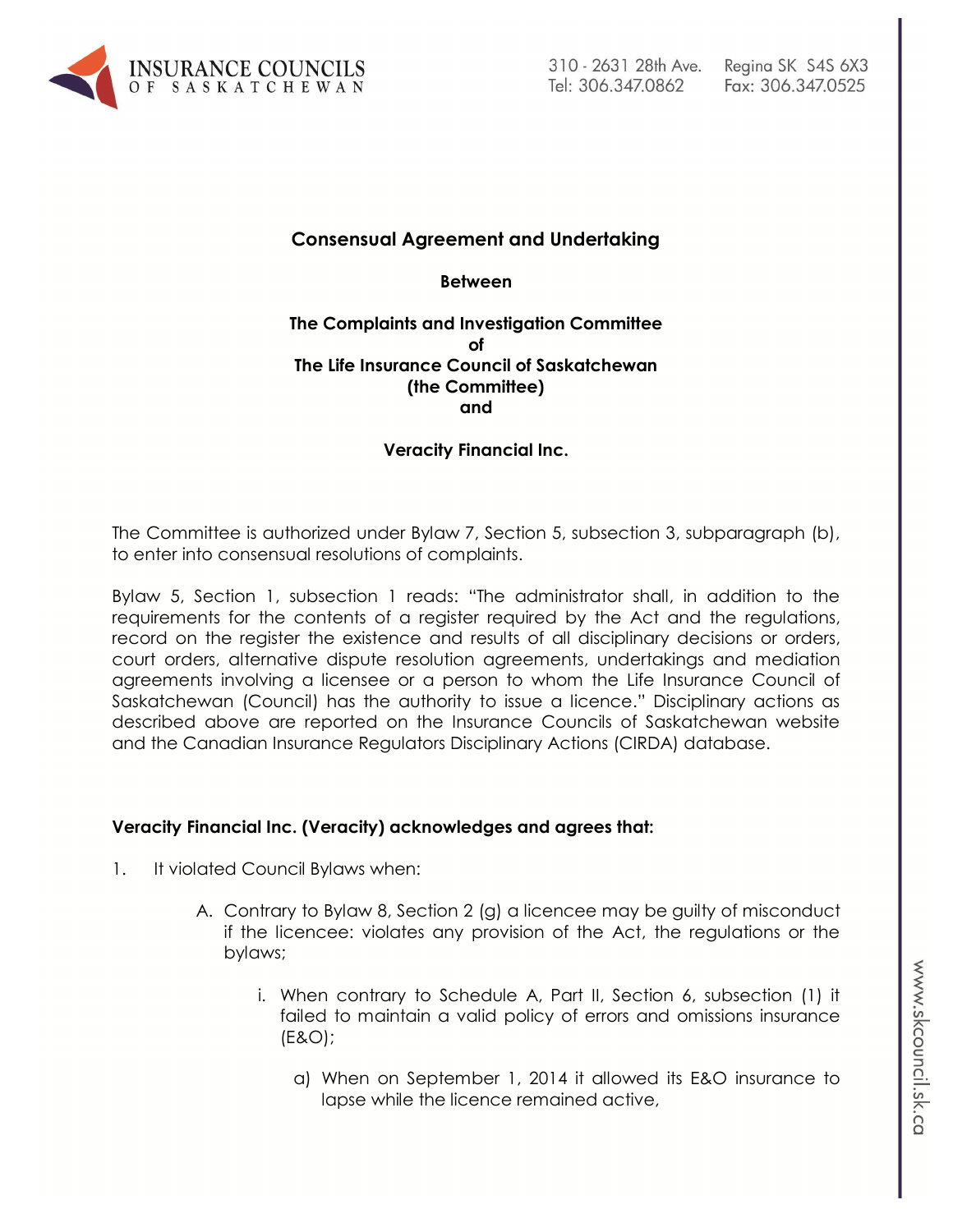**Consensual Agreement and Undertaking**

**Between**

**The Complaints and Investigation Committee**
**of**
**The Life Insurance Council of Saskatchewan**
**(the Committee)**
**and**

**Veracity Financial Inc.**

The Committee is authorized under Bylaw 7, Section 5, subsection 3, subparagraph (b), to enter into consensual resolutions of complaints.

Bylaw 5, Section 1, subsection 1 reads: "The administrator shall, in addition to the requirements for the contents of a register required by the Act and the regulations, record on the register the existence and results of all disciplinary decisions or orders, court orders, alternative dispute resolution agreements, undertakings and mediation agreements involving a licensee or a person to whom the Life Insurance Council of Saskatchewan (Council) has the authority to issue a licence." Disciplinary actions as described above are reported on the Insurance Councils of Saskatchewan website and the Canadian Insurance Regulators Disciplinary Actions (CIRDA) database.

**Veracity Financial Inc. (Veracity) acknowledges and agrees that:**

1. It violated Council Bylaws when:

   A. Contrary to Bylaw 8, Section 2 (g) a licencee may be guilty of misconduct if the licencee: violates any provision of the Act, the regulations or the bylaws;

      i. When contrary to Schedule A, Part II, Section 6, subsection (1) it failed to maintain a valid policy of errors and omissions insurance (E&O);

         a) When on September 1, 2014 it allowed its E&O insurance to lapse while the licence remained active,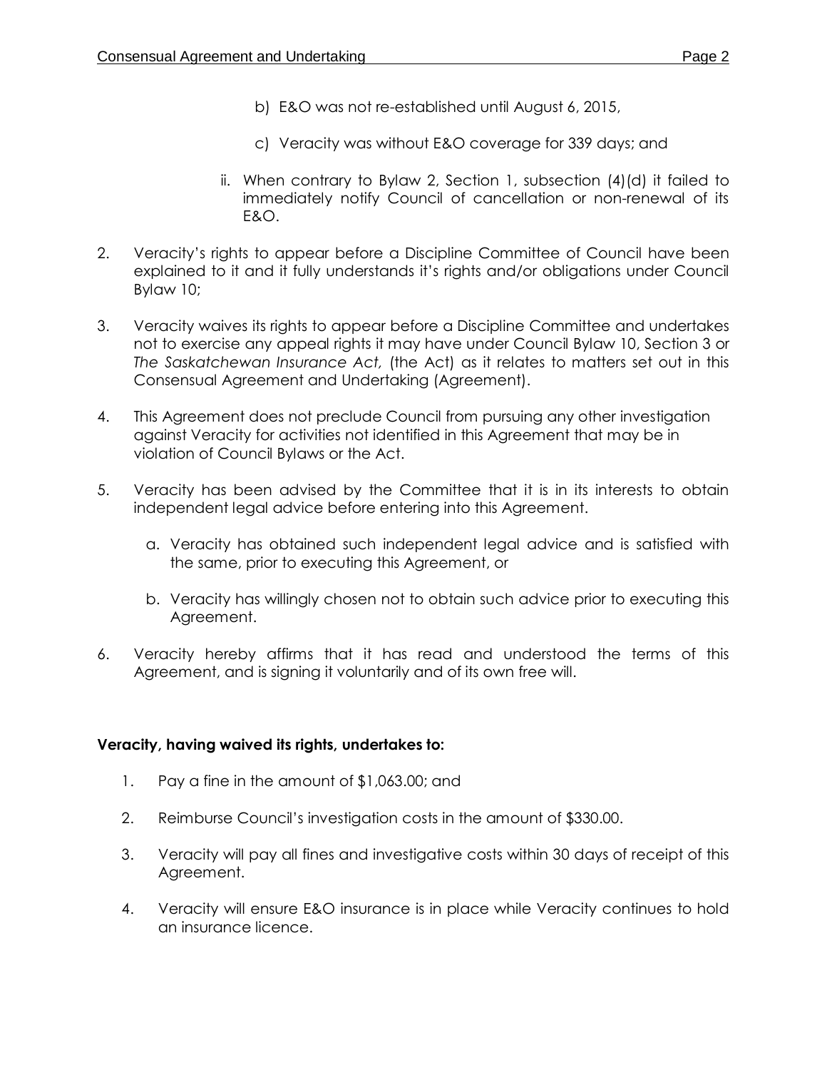b) E&O was not re-established until August 6, 2015,

c) Veracity was without E&O coverage for 339 days; and

ii. When contrary to Bylaw 2, Section 1, subsection (4)(d) it failed to immediately notify Council of cancellation or non-renewal of its E&O.

2. Veracity's rights to appear before a Discipline Committee of Council have been explained to it and it fully understands it's rights and/or obligations under Council Bylaw 10;

3. Veracity waives its rights to appear before a Discipline Committee and undertakes not to exercise any appeal rights it may have under Council Bylaw 10, Section 3 or *The Saskatchewan Insurance Act,* (the Act) as it relates to matters set out in this Consensual Agreement and Undertaking (Agreement).

4. This Agreement does not preclude Council from pursuing any other investigation against Veracity for activities not identified in this Agreement that may be in violation of Council Bylaws or the Act.

5. Veracity has been advised by the Committee that it is in its interests to obtain independent legal advice before entering into this Agreement.

   a. Veracity has obtained such independent legal advice and is satisfied with the same, prior to executing this Agreement, or

   b. Veracity has willingly chosen not to obtain such advice prior to executing this Agreement.

6. Veracity hereby affirms that it has read and understood the terms of this Agreement, and is signing it voluntarily and of its own free will.

**Veracity, having waived its rights, undertakes to:**

1. Pay a fine in the amount of $1,063.00; and

2. Reimburse Council's investigation costs in the amount of $330.00.

3. Veracity will pay all fines and investigative costs within 30 days of receipt of this Agreement.

4. Veracity will ensure E&O insurance is in place while Veracity continues to hold an insurance licence.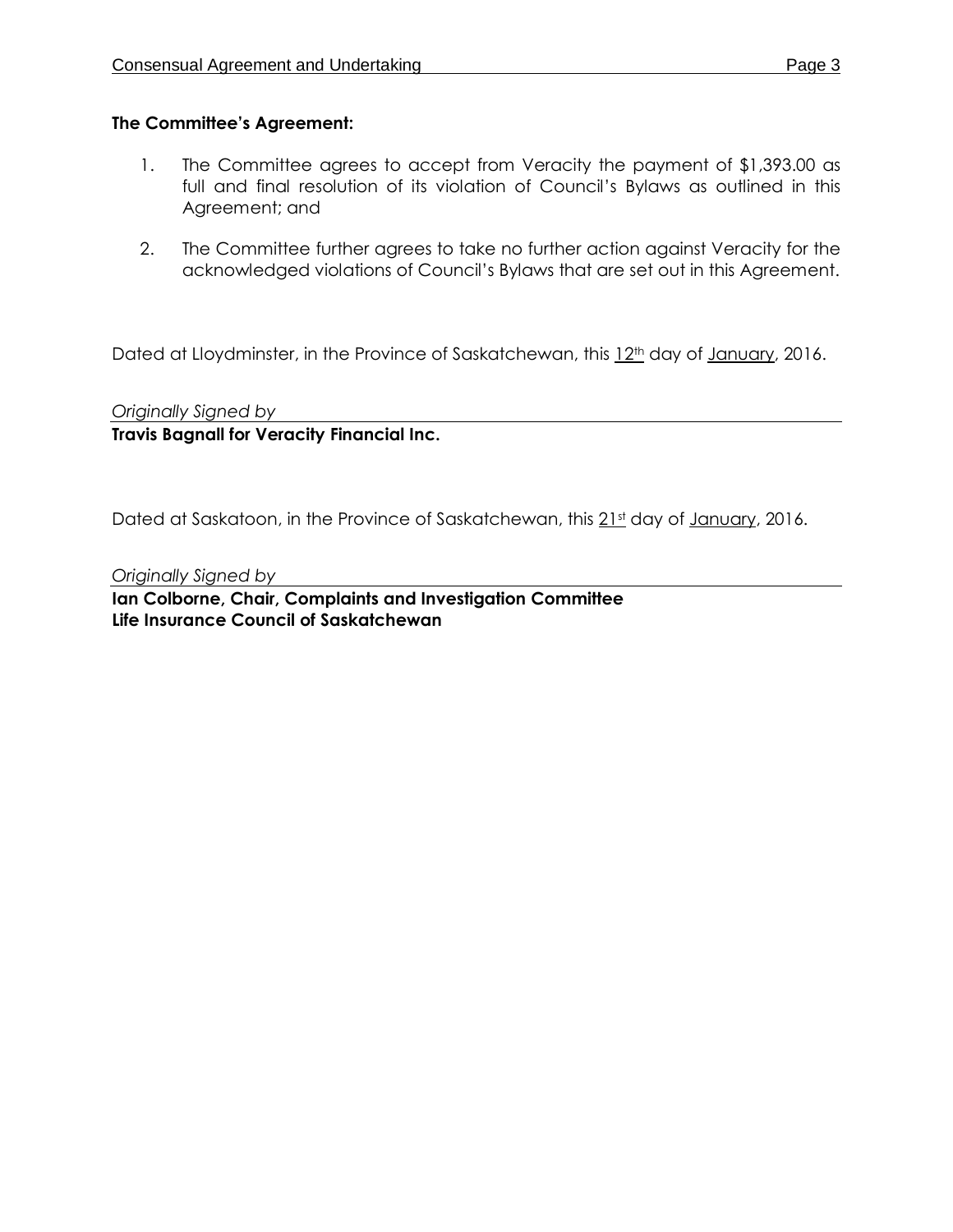**The Committee's Agreement:**

1. The Committee agrees to accept from Veracity the payment of $1,393.00 as full and final resolution of its violation of Council's Bylaws as outlined in this Agreement; and

2. The Committee further agrees to take no further action against Veracity for the acknowledged violations of Council's Bylaws that are set out in this Agreement.

Dated at Lloydminster, in the Province of Saskatchewan, this 12th day of January, 2016.

*Originally Signed by*

**Travis Bagnall for Veracity Financial Inc.**

Dated at Saskatoon, in the Province of Saskatchewan, this 21st day of January, 2016.

*Originally Signed by*

**Ian Colborne, Chair, Complaints and Investigation Committee**
**Life Insurance Council of Saskatchewan**